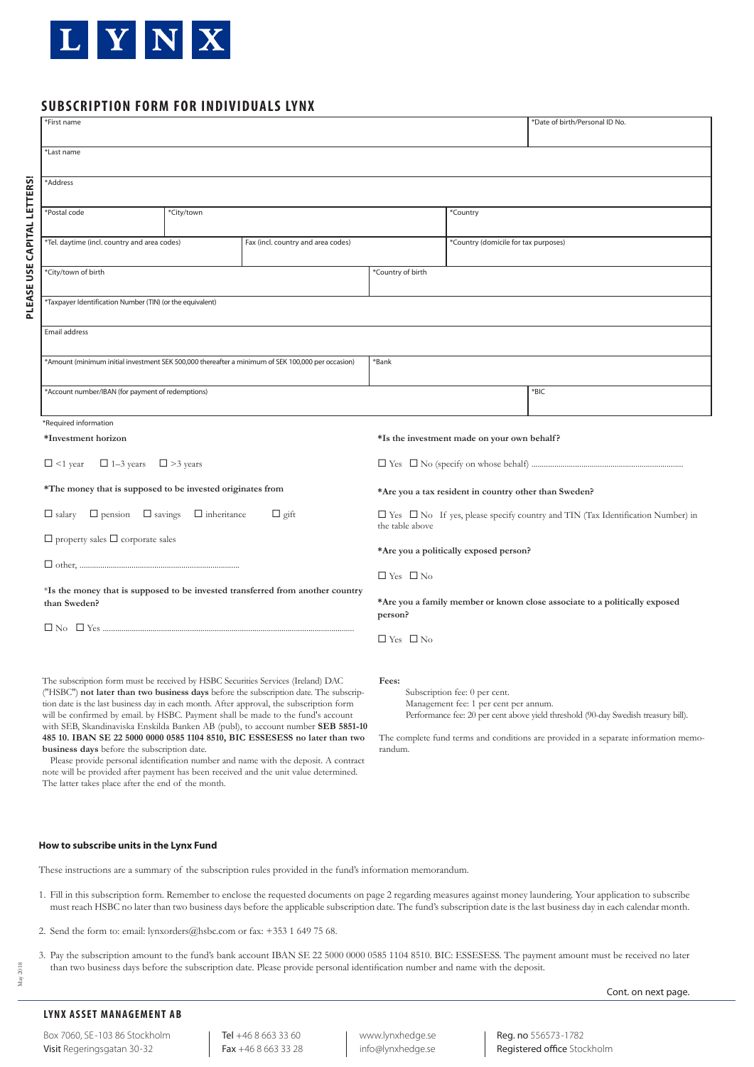# LYNX

## SUBSCRIPTION FORM FOR INDIVIDUALS LYNX

PLEASE USE CAPITAL LETTERS!

| *First name | | | | *Date of birth/Personal ID No. |
|---|---|---|---|---|
| *Last name | | | | |
| *Address | | | | |
| *Postal code | *City/town | | *Country | |
| *Tel. daytime (incl. country and area codes) | Fax (incl. country and area codes) | | *Country (domicile for tax purposes) | |
| *City/town of birth | | *Country of birth | | |
| *Taxpayer Identification Number (TIN) (or the equivalent) | | | | |
| Email address | | | | |
| *Amount (minimum initial investment SEK 500,000 thereafter a minimum of SEK 100,000 per occasion) | | *Bank | | |
| *Account number/IBAN (for payment of redemptions) | | | | *BIC |

*Required information

**\*Investment horizon**

☐ <1 year ☐ 1–3 years ☐ >3 years

**\*The money that is supposed to be invested originates from**

☐ salary ☐ pension ☐ savings ☐ inheritance ☐ gift

☐ property sales ☐ corporate sales

☐ other, ..............................................................................

**\*Is the money that is supposed to be invested transferred from another country than Sweden?**

☐ No ☐ Yes ...........................................................................................................

**\*Is the investment made on your own behalf?**

☐ Yes ☐ No (specify on whose behalf) ........................................................................

**\*Are you a tax resident in country other than Sweden?**

☐ Yes ☐ No If yes, please specify country and TIN (Tax Identification Number) in the table above

**\*Are you a politically exposed person?**

☐ Yes ☐ No

**\*Are you a family member or known close associate to a politically exposed person?**

☐ Yes ☐ No

The subscription form must be received by HSBC Securities Services (Ireland) DAC ("HSBC") **not later than two business days** before the subscription date. The subscription date is the last business day in each month. After approval, the subscription form will be confirmed by email. by HSBC. Payment shall be made to the fund's account with SEB, Skandinaviska Enskilda Banken AB (publ), to account number **SEB 5851-10 485 10. IBAN SE 22 5000 0000 0585 1104 8510, BIC ESSESESS no later than two business days** before the subscription date.

Please provide personal identification number and name with the deposit. A contract note will be provided after payment has been received and the unit value determined. The latter takes place after the end of the month.

**Fees:**

Subscription fee: 0 per cent.
Management fee: 1 per cent per annum.
Performance fee: 20 per cent above yield threshold (90-day Swedish treasury bill).

The complete fund terms and conditions are provided in a separate information memorandum.

### How to subscribe units in the Lynx Fund

These instructions are a summary of the subscription rules provided in the fund's information memorandum.

1. Fill in this subscription form. Remember to enclose the requested documents on page 2 regarding measures against money laundering. Your application to subscribe must reach HSBC no later than two business days before the applicable subscription date. The fund's subscription date is the last business day in each calendar month.

2. Send the form to: email: lynxorders@hsbc.com or fax: +353 1 649 75 68.

3. Pay the subscription amount to the fund's bank account IBAN SE 22 5000 0000 0585 1104 8510. BIC: ESSESESS. The payment amount must be received no later than two business days before the subscription date. Please provide personal identification number and name with the deposit.

May 2018

Cont. on next page.

**LYNX ASSET MANAGEMENT AB**

Box 7060, SE-103 86 Stockholm
Visit Regeringsgatan 30-32

Tel +46 8 663 33 60
Fax +46 8 663 33 28

www.lynxhedge.se
info@lynxhedge.se

Reg. no 556573-1782
Registered office Stockholm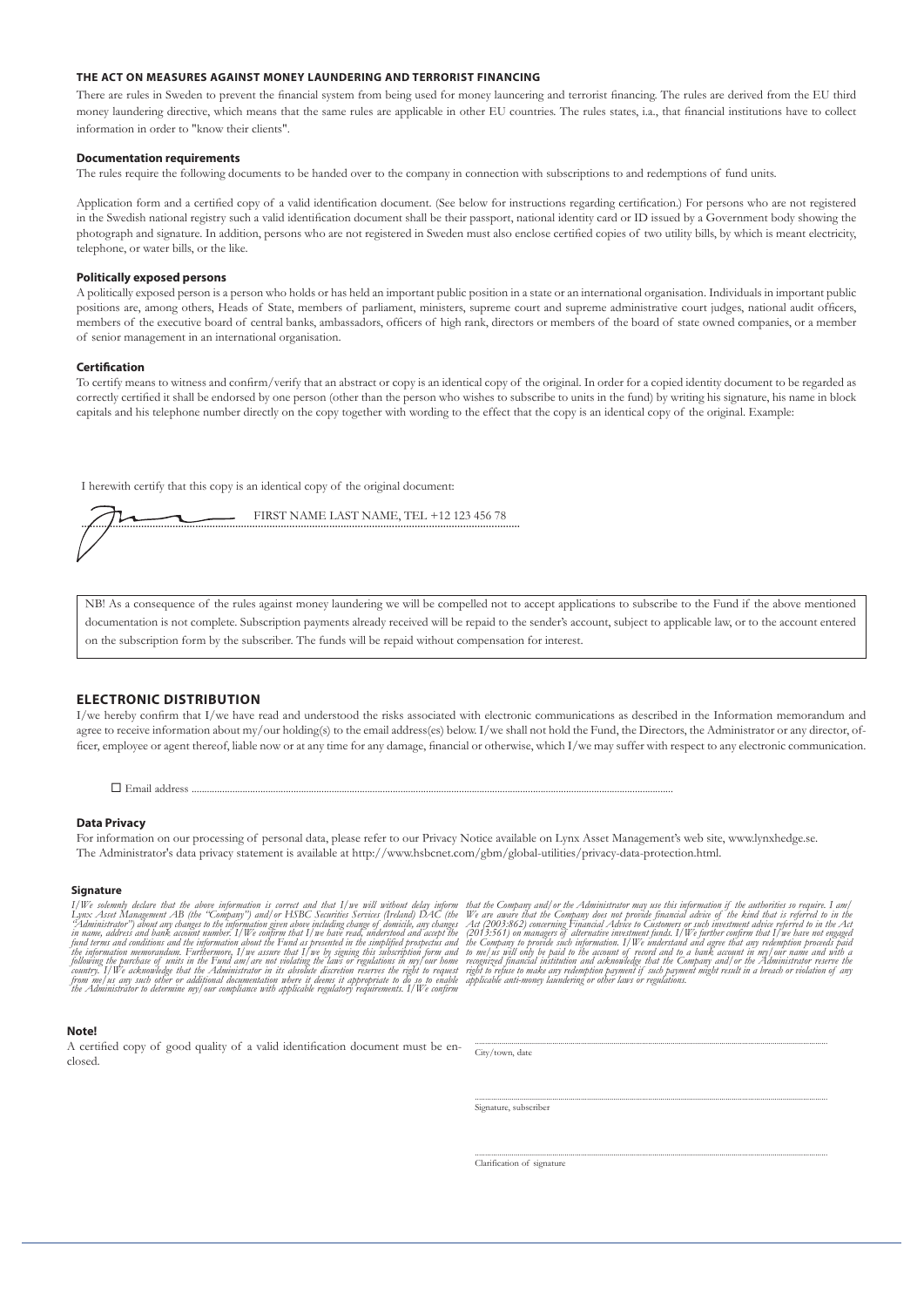### THE ACT ON MEASURES AGAINST MONEY LAUNDERING AND TERRORIST FINANCING

There are rules in Sweden to prevent the financial system from being used for money launcering and terrorist financing. The rules are derived from the EU third money laundering directive, which means that the same rules are applicable in other EU countries. The rules states, i.a., that financial institutions have to collect information in order to "know their clients".

#### Documentation requirements

The rules require the following documents to be handed over to the company in connection with subscriptions to and redemptions of fund units.

Application form and a certified copy of a valid identification document. (See below for instructions regarding certification.) For persons who are not registered in the Swedish national registry such a valid identification document shall be their passport, national identity card or ID issued by a Government body showing the photograph and signature. In addition, persons who are not registered in Sweden must also enclose certified copies of two utility bills, by which is meant electricity, telephone, or water bills, or the like.

#### Politically exposed persons

A politically exposed person is a person who holds or has held an important public position in a state or an international organisation. Individuals in important public positions are, among others, Heads of State, members of parliament, ministers, supreme court and supreme administrative court judges, national audit officers, members of the executive board of central banks, ambassadors, officers of high rank, directors or members of the board of state owned companies, or a member of senior management in an international organisation.

#### Certification

To certify means to witness and confirm/verify that an abstract or copy is an identical copy of the original. In order for a copied identity document to be regarded as correctly certified it shall be endorsed by one person (other than the person who wishes to subscribe to units in the fund) by writing his signature, his name in block capitals and his telephone number directly on the copy together with wording to the effect that the copy is an identical copy of the original. Example:

I herewith certify that this copy is an identical copy of the original document:

.................................... FIRST NAME LAST NAME, TEL +12 123 456 78

NB! As a consequence of the rules against money laundering we will be compelled not to accept applications to subscribe to the Fund if the above mentioned documentation is not complete. Subscription payments already received will be repaid to the sender's account, subject to applicable law, or to the account entered on the subscription form by the subscriber. The funds will be repaid without compensation for interest.

## ELECTRONIC DISTRIBUTION

I/we hereby confirm that I/we have read and understood the risks associated with electronic communications as described in the Information memorandum and agree to receive information about my/our holding(s) to the email address(es) below. I/we shall not hold the Fund, the Directors, the Administrator or any director, officer, employee or agent thereof, liable now or at any time for any damage, financial or otherwise, which I/we may suffer with respect to any electronic communication.

☐ Email address ..............................................................................................

#### Data Privacy

For information on our processing of personal data, please refer to our Privacy Notice available on Lynx Asset Management's web site, www.lynxhedge.se.
The Administrator's data privacy statement is available at http://www.hsbcnet.com/gbm/global-utilities/privacy-data-protection.html.

#### Signature

*I/We solemnly declare that the above information is correct and that I/we will without delay inform Lynx Asset Management AB (the "Company") and/or HSBC Securities Services (Ireland) DAC (the "Administrator") about any changes to the information given above including change of domicile, any changes in name, address and bank account number. I/We confirm that I/we have read, understood and accept the fund terms and conditions and the information about the Fund as presented in the simplified prospectus and the information memorandum. Furthermore, I/we assure that I/we by signing this subscription form and following the purchase of units in the Fund am/are not violating the laws or regulations in my/our home country. I/We acknowledge that the Administrator in its absolute discretion reserves the right to request from me/us any such other or additional documentation where it deems it appropriate to do so to enable the Administrator to determine my/our compliance with applicable regulatory requirements. I/We confirm that the Company and/or the Administrator may use this information if the authorities so require. I am/We are aware that the Company does not provide financial advice of the kind that is referred to in the Act (2003:862) concerning Financial Advice to Customers or such investment advice referred to in the Act (2013:561) on managers of alternative investment funds. I/We further confirm that I/we have not engaged the Company to provide such information. I/We understand and agree that any redemption proceeds paid to me/us will only be paid to the account of record and to a bank account in my/our name and with a recognized financial institution and acknowledge that the Company and/or the Administrator reserve the right to refuse to make any redemption payment if such payment might result in a breach or violation of any applicable anti-money laundering or other laws or regulations.*

#### Note!

A certified copy of good quality of a valid identification document must be enclosed.

..............................................................................................
City/town, date

..............................................................................................
Signature, subscriber

..............................................................................................
Clarification of signature